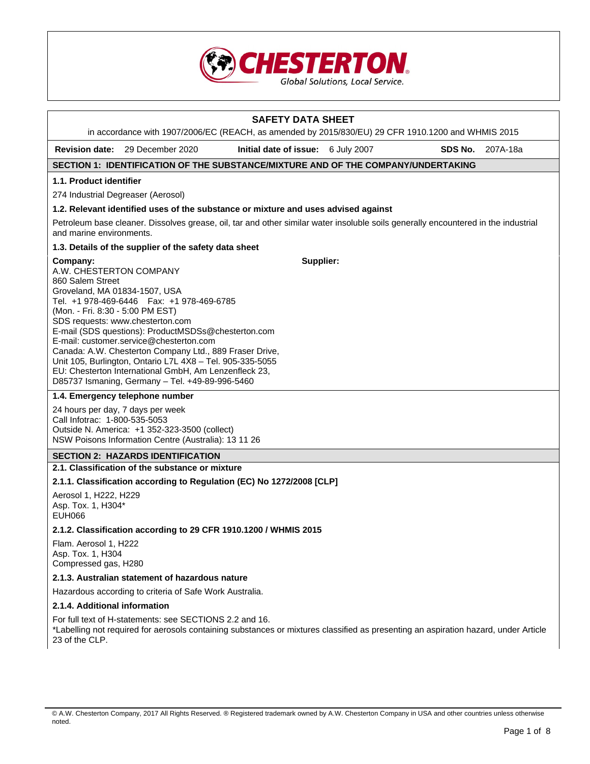# SAFETY DATA SHEET

in accordance with 1907/2006/EC (REACH, as amended by 2015/830/EU) 29 CFR 1910.1200 and WHMIS 2015

| **Revision date:** 29 December 2020 | **Initial date of issue:** 6 July 2007 | **SDS No.** 207A-18a |
|---|---|---|

## SECTION 1: IDENTIFICATION OF THE SUBSTANCE/MIXTURE AND OF THE COMPANY/UNDERTAKING

### 1.1. Product identifier

274 Industrial Degreaser (Aerosol)

### 1.2. Relevant identified uses of the substance or mixture and uses advised against

Petroleum base cleaner. Dissolves grease, oil, tar and other similar water insoluble soils generally encountered in the industrial and marine environments.

### 1.3. Details of the supplier of the safety data sheet

**Company:**
A.W. CHESTERTON COMPANY
860 Salem Street
Groveland, MA 01834-1507, USA
Tel. +1 978-469-6446 Fax: +1 978-469-6785
(Mon. - Fri. 8:30 - 5:00 PM EST)
SDS requests: www.chesterton.com
E-mail (SDS questions): ProductMSDSs@chesterton.com
E-mail: customer.service@chesterton.com
Canada: A.W. Chesterton Company Ltd., 889 Fraser Drive, Unit 105, Burlington, Ontario L7L 4X8 – Tel. 905-335-5055
EU: Chesterton International GmbH, Am Lenzenfleck 23, D85737 Ismaning, Germany – Tel. +49-89-996-5460

**Supplier:**

### 1.4. Emergency telephone number

24 hours per day, 7 days per week
Call Infotrac: 1-800-535-5053
Outside N. America: +1 352-323-3500 (collect)
NSW Poisons Information Centre (Australia): 13 11 26

## SECTION 2: HAZARDS IDENTIFICATION

### 2.1. Classification of the substance or mixture

#### 2.1.1. Classification according to Regulation (EC) No 1272/2008 [CLP]

Aerosol 1, H222, H229
Asp. Tox. 1, H304*
EUH066

#### 2.1.2. Classification according to 29 CFR 1910.1200 / WHMIS 2015

Flam. Aerosol 1, H222
Asp. Tox. 1, H304
Compressed gas, H280

#### 2.1.3. Australian statement of hazardous nature

Hazardous according to criteria of Safe Work Australia.

#### 2.1.4. Additional information

For full text of H-statements: see SECTIONS 2.2 and 16.
*Labelling not required for aerosols containing substances or mixtures classified as presenting an aspiration hazard, under Article 23 of the CLP.

© A.W. Chesterton Company, 2017 All Rights Reserved. ® Registered trademark owned by A.W. Chesterton Company in USA and other countries unless otherwise noted.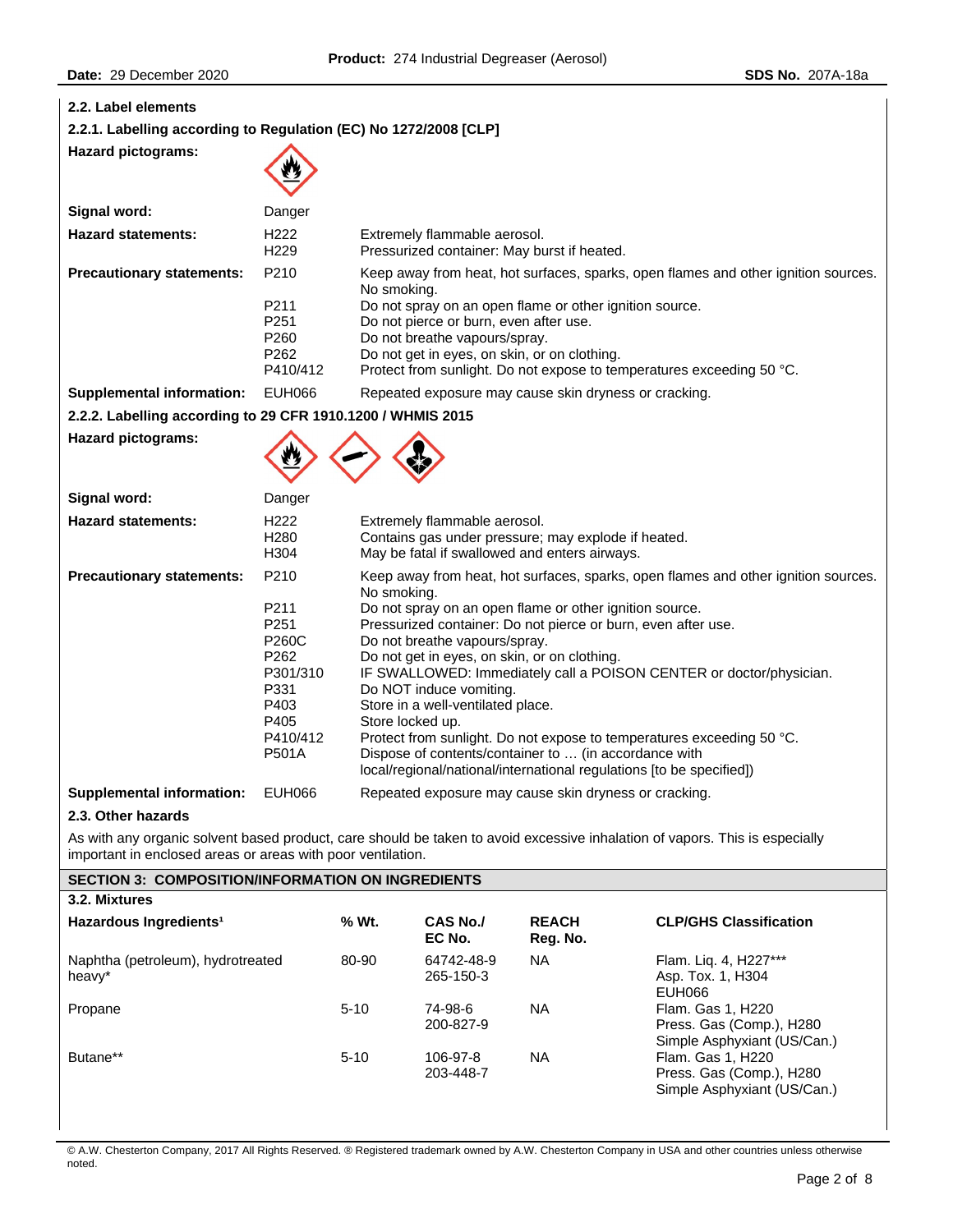### 2.2. Label elements

#### 2.2.1. Labelling according to Regulation (EC) No 1272/2008 [CLP]

**Hazard pictograms:**

**Signal word:** Danger

| | | |
|---|---|---|
| **Hazard statements:** | H222 | Extremely flammable aerosol. |
| | H229 | Pressurized container: May burst if heated. |
| **Precautionary statements:** | P210 | Keep away from heat, hot surfaces, sparks, open flames and other ignition sources. No smoking. |
| | P211 | Do not spray on an open flame or other ignition source. |
| | P251 | Do not pierce or burn, even after use. |
| | P260 | Do not breathe vapours/spray. |
| | P262 | Do not get in eyes, on skin, or on clothing. |
| | P410/412 | Protect from sunlight. Do not expose to temperatures exceeding 50 °C. |
| **Supplemental information:** | EUH066 | Repeated exposure may cause skin dryness or cracking. |

#### 2.2.2. Labelling according to 29 CFR 1910.1200 / WHMIS 2015

**Hazard pictograms:**

**Signal word:** Danger

| | | |
|---|---|---|
| **Hazard statements:** | H222 | Extremely flammable aerosol. |
| | H280 | Contains gas under pressure; may explode if heated. |
| | H304 | May be fatal if swallowed and enters airways. |
| **Precautionary statements:** | P210 | Keep away from heat, hot surfaces, sparks, open flames and other ignition sources. No smoking. |
| | P211 | Do not spray on an open flame or other ignition source. |
| | P251 | Pressurized container: Do not pierce or burn, even after use. |
| | P260C | Do not breathe vapours/spray. |
| | P262 | Do not get in eyes, on skin, or on clothing. |
| | P301/310 | IF SWALLOWED: Immediately call a POISON CENTER or doctor/physician. |
| | P331 | Do NOT induce vomiting. |
| | P403 | Store in a well-ventilated place. |
| | P405 | Store locked up. |
| | P410/412 | Protect from sunlight. Do not expose to temperatures exceeding 50 °C. |
| | P501A | Dispose of contents/container to … (in accordance with local/regional/national/international regulations [to be specified]) |
| **Supplemental information:** | EUH066 | Repeated exposure may cause skin dryness or cracking. |

### 2.3. Other hazards

As with any organic solvent based product, care should be taken to avoid excessive inhalation of vapors. This is especially important in enclosed areas or areas with poor ventilation.

## SECTION 3: COMPOSITION/INFORMATION ON INGREDIENTS

### 3.2. Mixtures

| Hazardous Ingredients[1] | % Wt. | CAS No./ EC No. | REACH Reg. No. | CLP/GHS Classification |
|---|---|---|---|---|
| Naphtha (petroleum), hydrotreated heavy* | 80-90 | 64742-48-9 265-150-3 | NA | Flam. Liq. 4, H227*** Asp. Tox. 1, H304 EUH066 |
| Propane | 5-10 | 74-98-6 200-827-9 | NA | Flam. Gas 1, H220 Press. Gas (Comp.), H280 Simple Asphyxiant (US/Can.) |
| Butane** | 5-10 | 106-97-8 203-448-7 | NA | Flam. Gas 1, H220 Press. Gas (Comp.), H280 Simple Asphyxiant (US/Can.) |

© A.W. Chesterton Company, 2017 All Rights Reserved. ® Registered trademark owned by A.W. Chesterton Company in USA and other countries unless otherwise noted.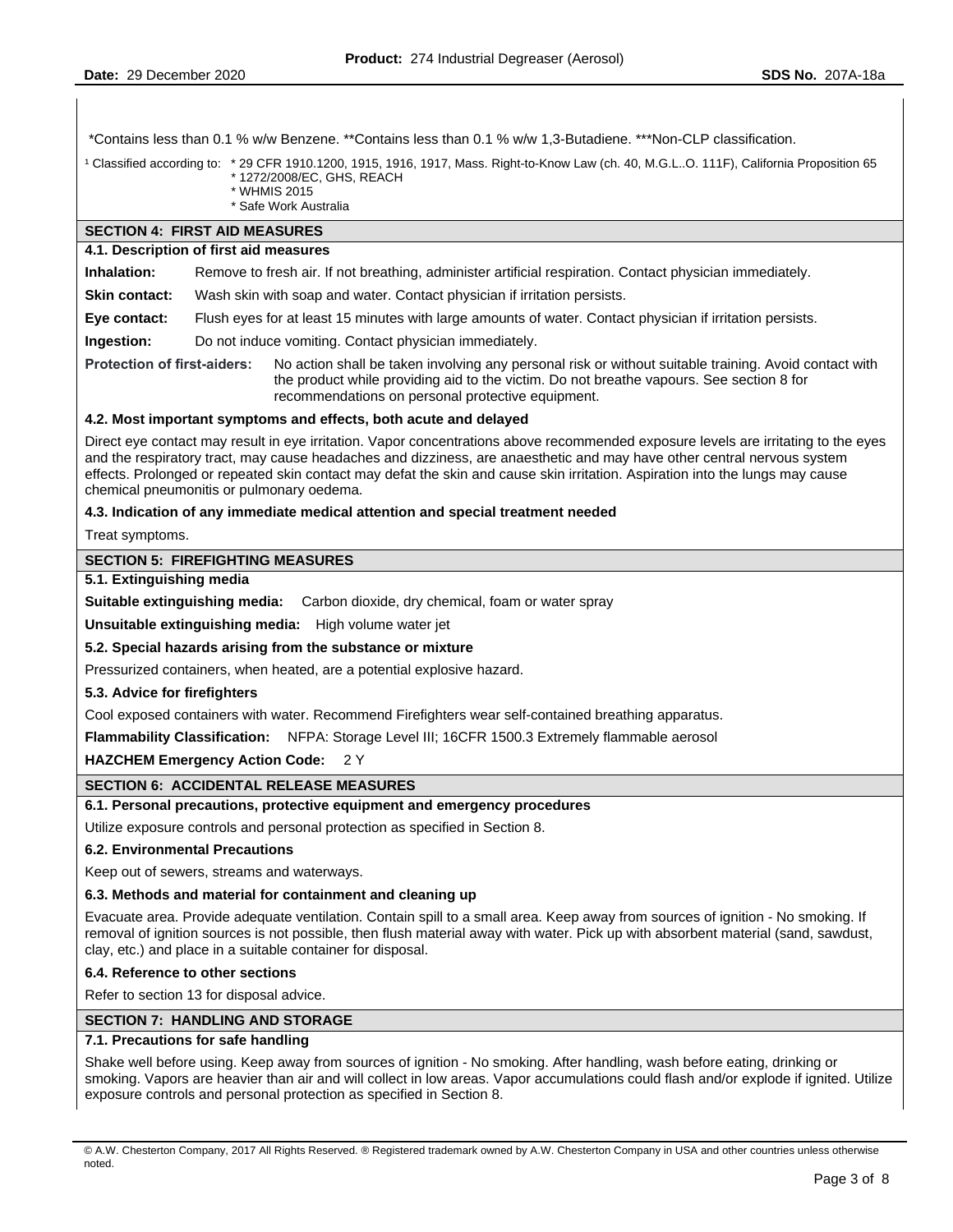*Contains less than 0.1 % w/w Benzene. **Contains less than 0.1 % w/w 1,3-Butadiene. ***Non-CLP classification.

[1] Classified according to:
- * 29 CFR 1910.1200, 1915, 1916, 1917, Mass. Right-to-Know Law (ch. 40, M.G.L..O. 111F), California Proposition 65
- * 1272/2008/EC, GHS, REACH
- * WHMIS 2015
- * Safe Work Australia

## SECTION 4: FIRST AID MEASURES

### 4.1. Description of first aid measures

**Inhalation:** Remove to fresh air. If not breathing, administer artificial respiration. Contact physician immediately.

**Skin contact:** Wash skin with soap and water. Contact physician if irritation persists.

**Eye contact:** Flush eyes for at least 15 minutes with large amounts of water. Contact physician if irritation persists.

**Ingestion:** Do not induce vomiting. Contact physician immediately.

**Protection of first-aiders:** No action shall be taken involving any personal risk or without suitable training. Avoid contact with the product while providing aid to the victim. Do not breathe vapours. See section 8 for recommendations on personal protective equipment.

### 4.2. Most important symptoms and effects, both acute and delayed

Direct eye contact may result in eye irritation. Vapor concentrations above recommended exposure levels are irritating to the eyes and the respiratory tract, may cause headaches and dizziness, are anaesthetic and may have other central nervous system effects. Prolonged or repeated skin contact may defat the skin and cause skin irritation. Aspiration into the lungs may cause chemical pneumonitis or pulmonary oedema.

### 4.3. Indication of any immediate medical attention and special treatment needed

Treat symptoms.

## SECTION 5: FIREFIGHTING MEASURES

### 5.1. Extinguishing media

**Suitable extinguishing media:** Carbon dioxide, dry chemical, foam or water spray

**Unsuitable extinguishing media:** High volume water jet

### 5.2. Special hazards arising from the substance or mixture

Pressurized containers, when heated, are a potential explosive hazard.

### 5.3. Advice for firefighters

Cool exposed containers with water. Recommend Firefighters wear self-contained breathing apparatus.

**Flammability Classification:** NFPA: Storage Level III; 16CFR 1500.3 Extremely flammable aerosol

**HAZCHEM Emergency Action Code:** 2 Y

## SECTION 6: ACCIDENTAL RELEASE MEASURES

### 6.1. Personal precautions, protective equipment and emergency procedures

Utilize exposure controls and personal protection as specified in Section 8.

### 6.2. Environmental Precautions

Keep out of sewers, streams and waterways.

### 6.3. Methods and material for containment and cleaning up

Evacuate area. Provide adequate ventilation. Contain spill to a small area. Keep away from sources of ignition - No smoking. If removal of ignition sources is not possible, then flush material away with water. Pick up with absorbent material (sand, sawdust, clay, etc.) and place in a suitable container for disposal.

### 6.4. Reference to other sections

Refer to section 13 for disposal advice.

## SECTION 7: HANDLING AND STORAGE

### 7.1. Precautions for safe handling

Shake well before using. Keep away from sources of ignition - No smoking. After handling, wash before eating, drinking or smoking. Vapors are heavier than air and will collect in low areas. Vapor accumulations could flash and/or explode if ignited. Utilize exposure controls and personal protection as specified in Section 8.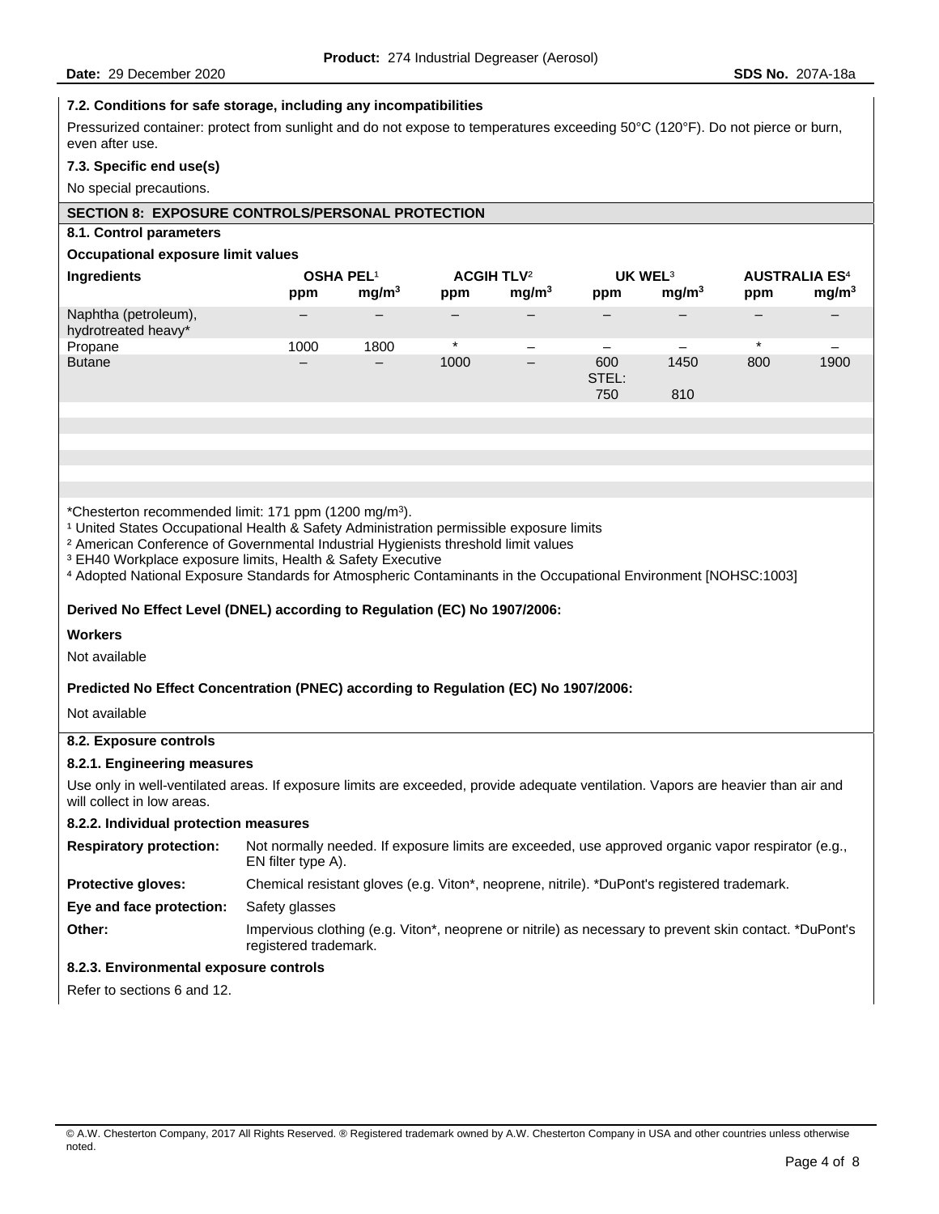### 7.2. Conditions for safe storage, including any incompatibilities

Pressurized container: protect from sunlight and do not expose to temperatures exceeding 50°C (120°F). Do not pierce or burn, even after use.

### 7.3. Specific end use(s)

No special precautions.

## SECTION 8: EXPOSURE CONTROLS/PERSONAL PROTECTION

### 8.1. Control parameters

**Occupational exposure limit values**

| Ingredients | OSHA PEL[1] | | ACGIH TLV[2] | | UK WEL[3] | | AUSTRALIA ES[4] | |
|---|---|---|---|---|---|---|---|---|
| | ppm | $mg/m^3$ | ppm | $mg/m^3$ | ppm | $mg/m^3$ | ppm | $mg/m^3$ |
| Naphtha (petroleum), hydrotreated heavy* | – | – | – | – | – | – | – | – |
| Propane | 1000 | 1800 | * | – | – | – | * | – |
| Butane | – | – | 1000 | – | 600 STEL: 750 | 1450 810 | 800 | 1900 |

*Chesterton recommended limit: 171 ppm (1200 $mg/m^3$).
[1] United States Occupational Health & Safety Administration permissible exposure limits
[2] American Conference of Governmental Industrial Hygienists threshold limit values
[3] EH40 Workplace exposure limits, Health & Safety Executive
[4] Adopted National Exposure Standards for Atmospheric Contaminants in the Occupational Environment [NOHSC:1003]

**Derived No Effect Level (DNEL) according to Regulation (EC) No 1907/2006:**

**Workers**

Not available

**Predicted No Effect Concentration (PNEC) according to Regulation (EC) No 1907/2006:**

Not available

### 8.2. Exposure controls

#### 8.2.1. Engineering measures

Use only in well-ventilated areas. If exposure limits are exceeded, provide adequate ventilation. Vapors are heavier than air and will collect in low areas.

#### 8.2.2. Individual protection measures

**Respiratory protection:** Not normally needed. If exposure limits are exceeded, use approved organic vapor respirator (e.g., EN filter type A).

**Protective gloves:** Chemical resistant gloves (e.g. Viton*, neoprene, nitrile). *DuPont's registered trademark.

**Eye and face protection:** Safety glasses

**Other:** Impervious clothing (e.g. Viton*, neoprene or nitrile) as necessary to prevent skin contact. *DuPont's registered trademark.

#### 8.2.3. Environmental exposure controls

Refer to sections 6 and 12.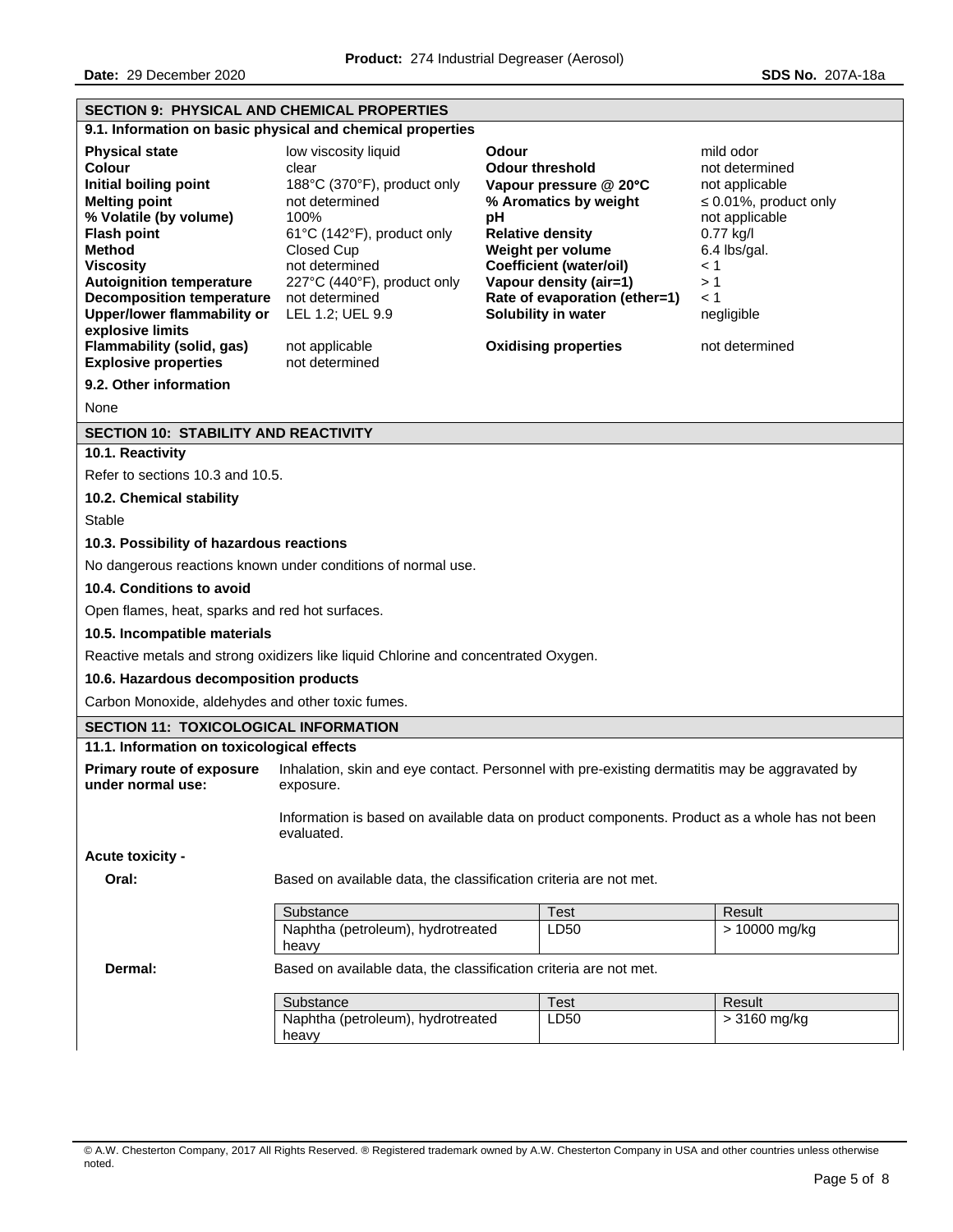## SECTION 9: PHYSICAL AND CHEMICAL PROPERTIES

### 9.1. Information on basic physical and chemical properties

| Property | Value | Property | Value |
|---|---|---|---|
| **Physical state** | low viscosity liquid | **Odour** | mild odor |
| **Colour** | clear | **Odour threshold** | not determined |
| **Initial boiling point** | 188°C (370°F), product only | **Vapour pressure @ 20°C** | not applicable |
| **Melting point** | not determined | **% Aromatics by weight** | ≤ 0.01%, product only |
| **% Volatile (by volume)** | 100% | **pH** | not applicable |
| **Flash point** | 61°C (142°F), product only | **Relative density** | 0.77 kg/l |
| **Method** | Closed Cup | **Weight per volume** | 6.4 lbs/gal. |
| **Viscosity** | not determined | **Coefficient (water/oil)** | < 1 |
| **Autoignition temperature** | 227°C (440°F), product only | **Vapour density (air=1)** | > 1 |
| **Decomposition temperature** | not determined | **Rate of evaporation (ether=1)** | < 1 |
| **Upper/lower flammability or explosive limits** | LEL 1.2; UEL 9.9 | **Solubility in water** | negligible |
| **Flammability (solid, gas)** | not applicable | **Oxidising properties** | not determined |
| **Explosive properties** | not determined | | |

### 9.2. Other information

None

## SECTION 10: STABILITY AND REACTIVITY

### 10.1. Reactivity

Refer to sections 10.3 and 10.5.

### 10.2. Chemical stability

Stable

### 10.3. Possibility of hazardous reactions

No dangerous reactions known under conditions of normal use.

### 10.4. Conditions to avoid

Open flames, heat, sparks and red hot surfaces.

### 10.5. Incompatible materials

Reactive metals and strong oxidizers like liquid Chlorine and concentrated Oxygen.

### 10.6. Hazardous decomposition products

Carbon Monoxide, aldehydes and other toxic fumes.

## SECTION 11: TOXICOLOGICAL INFORMATION

### 11.1. Information on toxicological effects

**Primary route of exposure under normal use:** Inhalation, skin and eye contact. Personnel with pre-existing dermatitis may be aggravated by exposure.

Information is based on available data on product components. Product as a whole has not been evaluated.

**Acute toxicity -**

**Oral:** Based on available data, the classification criteria are not met.

| Substance | Test | Result |
|---|---|---|
| Naphtha (petroleum), hydrotreated heavy | LD50 | > 10000 mg/kg |

**Dermal:** Based on available data, the classification criteria are not met.

| Substance | Test | Result |
|---|---|---|
| Naphtha (petroleum), hydrotreated heavy | LD50 | > 3160 mg/kg |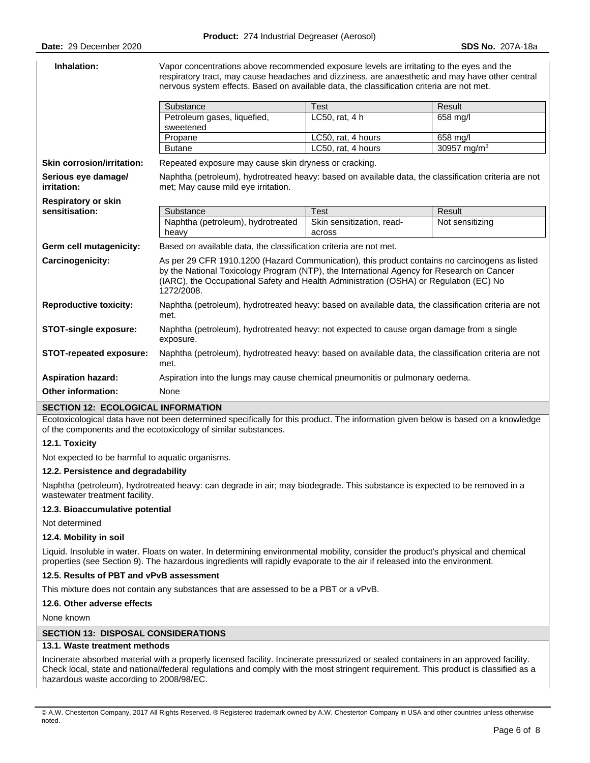**Inhalation:** Vapor concentrations above recommended exposure levels are irritating to the eyes and the respiratory tract, may cause headaches and dizziness, are anaesthetic and may have other central nervous system effects. Based on available data, the classification criteria are not met.

| Substance | Test | Result |
|---|---|---|
| Petroleum gases, liquefied, sweetened | LC50, rat, 4 h | 658 mg/l |
| Propane | LC50, rat, 4 hours | 658 mg/l |
| Butane | LC50, rat, 4 hours | 30957 $mg/m^3$ |

**Skin corrosion/irritation:** Repeated exposure may cause skin dryness or cracking.

**Serious eye damage/ irritation:** Naphtha (petroleum), hydrotreated heavy: based on available data, the classification criteria are not met; May cause mild eye irritation.

**Respiratory or skin sensitisation:**

| Substance | Test | Result |
|---|---|---|
| Naphtha (petroleum), hydrotreated heavy | Skin sensitization, read-across | Not sensitizing |

**Germ cell mutagenicity:** Based on available data, the classification criteria are not met.

**Carcinogenicity:** As per 29 CFR 1910.1200 (Hazard Communication), this product contains no carcinogens as listed by the National Toxicology Program (NTP), the International Agency for Research on Cancer (IARC), the Occupational Safety and Health Administration (OSHA) or Regulation (EC) No 1272/2008.

**Reproductive toxicity:** Naphtha (petroleum), hydrotreated heavy: based on available data, the classification criteria are not met.

**STOT-single exposure:** Naphtha (petroleum), hydrotreated heavy: not expected to cause organ damage from a single exposure.

**STOT-repeated exposure:** Naphtha (petroleum), hydrotreated heavy: based on available data, the classification criteria are not met.

**Aspiration hazard:** Aspiration into the lungs may cause chemical pneumonitis or pulmonary oedema.

**Other information:** None

## SECTION 12: ECOLOGICAL INFORMATION

Ecotoxicological data have not been determined specifically for this product. The information given below is based on a knowledge of the components and the ecotoxicology of similar substances.

### 12.1. Toxicity

Not expected to be harmful to aquatic organisms.

### 12.2. Persistence and degradability

Naphtha (petroleum), hydrotreated heavy: can degrade in air; may biodegrade. This substance is expected to be removed in a wastewater treatment facility.

### 12.3. Bioaccumulative potential

Not determined

### 12.4. Mobility in soil

Liquid. Insoluble in water. Floats on water. In determining environmental mobility, consider the product's physical and chemical properties (see Section 9). The hazardous ingredients will rapidly evaporate to the air if released into the environment.

### 12.5. Results of PBT and vPvB assessment

This mixture does not contain any substances that are assessed to be a PBT or a vPvB.

### 12.6. Other adverse effects

None known

## SECTION 13: DISPOSAL CONSIDERATIONS

### 13.1. Waste treatment methods

Incinerate absorbed material with a properly licensed facility. Incinerate pressurized or sealed containers in an approved facility. Check local, state and national/federal regulations and comply with the most stringent requirement. This product is classified as a hazardous waste according to 2008/98/EC.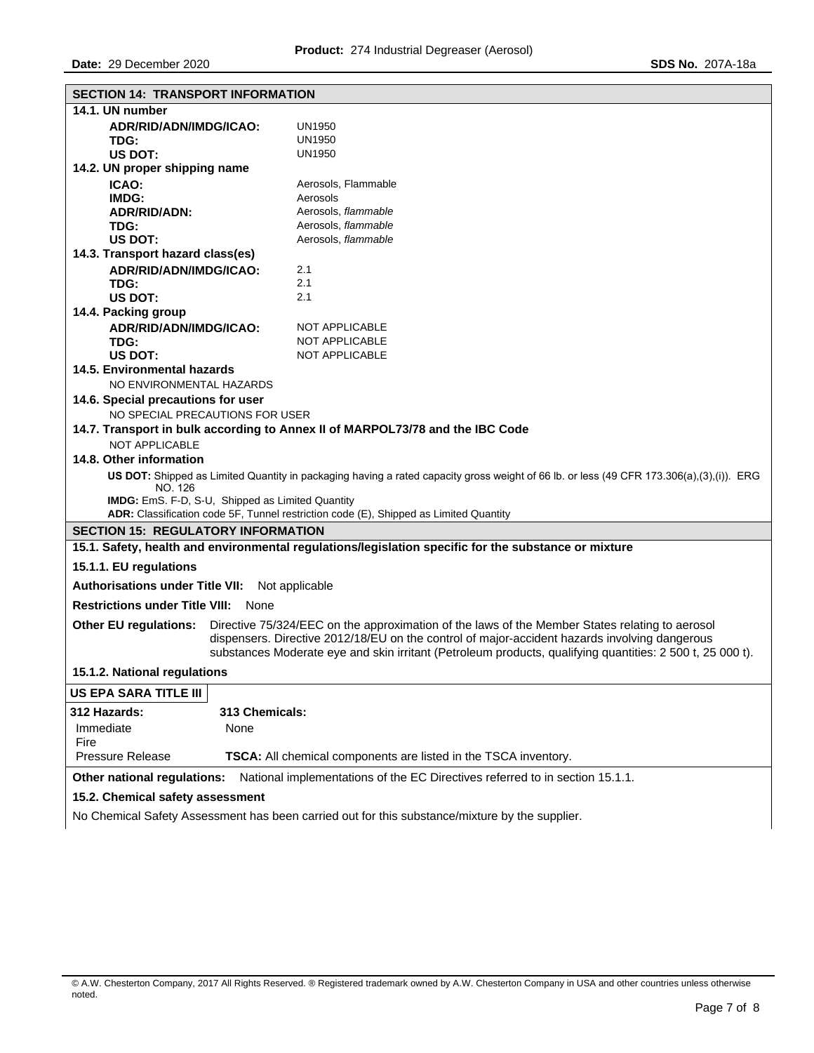## SECTION 14: TRANSPORT INFORMATION

**14.1. UN number**

| | |
|---|---|
| **ADR/RID/ADN/IMDG/ICAO:** | UN1950 |
| **TDG:** | UN1950 |
| **US DOT:** | UN1950 |

**14.2. UN proper shipping name**

| | |
|---|---|
| **ICAO:** | Aerosols, Flammable |
| **IMDG:** | Aerosols |
| **ADR/RID/ADN:** | Aerosols, *flammable* |
| **TDG:** | Aerosols, *flammable* |
| **US DOT:** | Aerosols, *flammable* |

**14.3. Transport hazard class(es)**

| | |
|---|---|
| **ADR/RID/ADN/IMDG/ICAO:** | 2.1 |
| **TDG:** | 2.1 |
| **US DOT:** | 2.1 |

**14.4. Packing group**

| | |
|---|---|
| **ADR/RID/ADN/IMDG/ICAO:** | NOT APPLICABLE |
| **TDG:** | NOT APPLICABLE |
| **US DOT:** | NOT APPLICABLE |

**14.5. Environmental hazards**

NO ENVIRONMENTAL HAZARDS

**14.6. Special precautions for user**

NO SPECIAL PRECAUTIONS FOR USER

**14.7. Transport in bulk according to Annex II of MARPOL73/78 and the IBC Code**

NOT APPLICABLE

**14.8. Other information**

**US DOT:** Shipped as Limited Quantity in packaging having a rated capacity gross weight of 66 lb. or less (49 CFR 173.306(a),(3),(i)). ERG NO. 126

**IMDG:** EmS. F-D, S-U, Shipped as Limited Quantity

**ADR:** Classification code 5F, Tunnel restriction code (E), Shipped as Limited Quantity

## SECTION 15: REGULATORY INFORMATION

**15.1. Safety, health and environmental regulations/legislation specific for the substance or mixture**

**15.1.1. EU regulations**

**Authorisations under Title VII:** Not applicable

**Restrictions under Title VIII:** None

**Other EU regulations:** Directive 75/324/EEC on the approximation of the laws of the Member States relating to aerosol dispensers. Directive 2012/18/EU on the control of major-accident hazards involving dangerous substances Moderate eye and skin irritant (Petroleum products, qualifying quantities: 2 500 t, 25 000 t).

**15.1.2. National regulations**

**US EPA SARA TITLE III**

| 312 Hazards: | 313 Chemicals: |
|---|---|
| Immediate | None |
| Fire | |
| Pressure Release | **TSCA:** All chemical components are listed in the TSCA inventory. |

**Other national regulations:** National implementations of the EC Directives referred to in section 15.1.1.

**15.2. Chemical safety assessment**

No Chemical Safety Assessment has been carried out for this substance/mixture by the supplier.

© A.W. Chesterton Company, 2017 All Rights Reserved. ® Registered trademark owned by A.W. Chesterton Company in USA and other countries unless otherwise noted.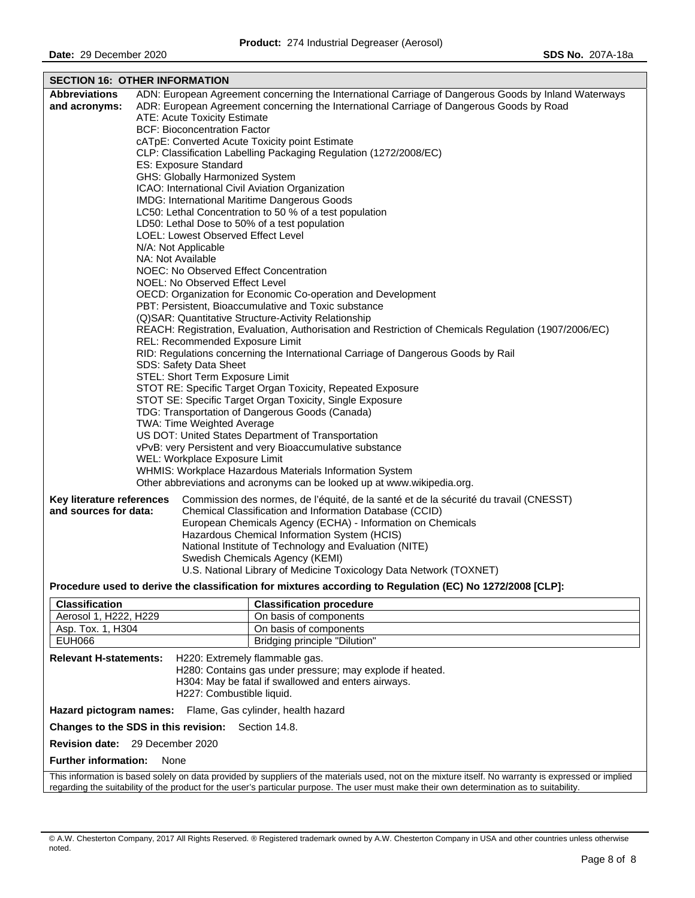## SECTION 16: OTHER INFORMATION

**Abbreviations and acronyms:**

ADN: European Agreement concerning the International Carriage of Dangerous Goods by Inland Waterways
ADR: European Agreement concerning the International Carriage of Dangerous Goods by Road
ATE: Acute Toxicity Estimate
BCF: Bioconcentration Factor
cATpE: Converted Acute Toxicity point Estimate
CLP: Classification Labelling Packaging Regulation (1272/2008/EC)
ES: Exposure Standard
GHS: Globally Harmonized System
ICAO: International Civil Aviation Organization
IMDG: International Maritime Dangerous Goods
LC50: Lethal Concentration to 50 % of a test population
LD50: Lethal Dose to 50% of a test population
LOEL: Lowest Observed Effect Level
N/A: Not Applicable
NA: Not Available
NOEC: No Observed Effect Concentration
NOEL: No Observed Effect Level
OECD: Organization for Economic Co-operation and Development
PBT: Persistent, Bioaccumulative and Toxic substance
(Q)SAR: Quantitative Structure-Activity Relationship
REACH: Registration, Evaluation, Authorisation and Restriction of Chemicals Regulation (1907/2006/EC)
REL: Recommended Exposure Limit
RID: Regulations concerning the International Carriage of Dangerous Goods by Rail
SDS: Safety Data Sheet
STEL: Short Term Exposure Limit
STOT RE: Specific Target Organ Toxicity, Repeated Exposure
STOT SE: Specific Target Organ Toxicity, Single Exposure
TDG: Transportation of Dangerous Goods (Canada)
TWA: Time Weighted Average
US DOT: United States Department of Transportation
vPvB: very Persistent and very Bioaccumulative substance
WEL: Workplace Exposure Limit
WHMIS: Workplace Hazardous Materials Information System
Other abbreviations and acronyms can be looked up at www.wikipedia.org.

**Key literature references and sources for data:**

Commission des normes, de l'équité, de la santé et de la sécurité du travail (CNESST)
Chemical Classification and Information Database (CCID)
European Chemicals Agency (ECHA) - Information on Chemicals
Hazardous Chemical Information System (HCIS)
National Institute of Technology and Evaluation (NITE)
Swedish Chemicals Agency (KEMI)
U.S. National Library of Medicine Toxicology Data Network (TOXNET)

**Procedure used to derive the classification for mixtures according to Regulation (EC) No 1272/2008 [CLP]:**

| Classification | Classification procedure |
|---|---|
| Aerosol 1, H222, H229 | On basis of components |
| Asp. Tox. 1, H304 | On basis of components |
| EUH066 | Bridging principle "Dilution" |

**Relevant H-statements:**
H220: Extremely flammable gas.
H280: Contains gas under pressure; may explode if heated.
H304: May be fatal if swallowed and enters airways.
H227: Combustible liquid.

**Hazard pictogram names:** Flame, Gas cylinder, health hazard

**Changes to the SDS in this revision:** Section 14.8.

**Revision date:** 29 December 2020

**Further information:** None

This information is based solely on data provided by suppliers of the materials used, not on the mixture itself. No warranty is expressed or implied regarding the suitability of the product for the user's particular purpose. The user must make their own determination as to suitability.